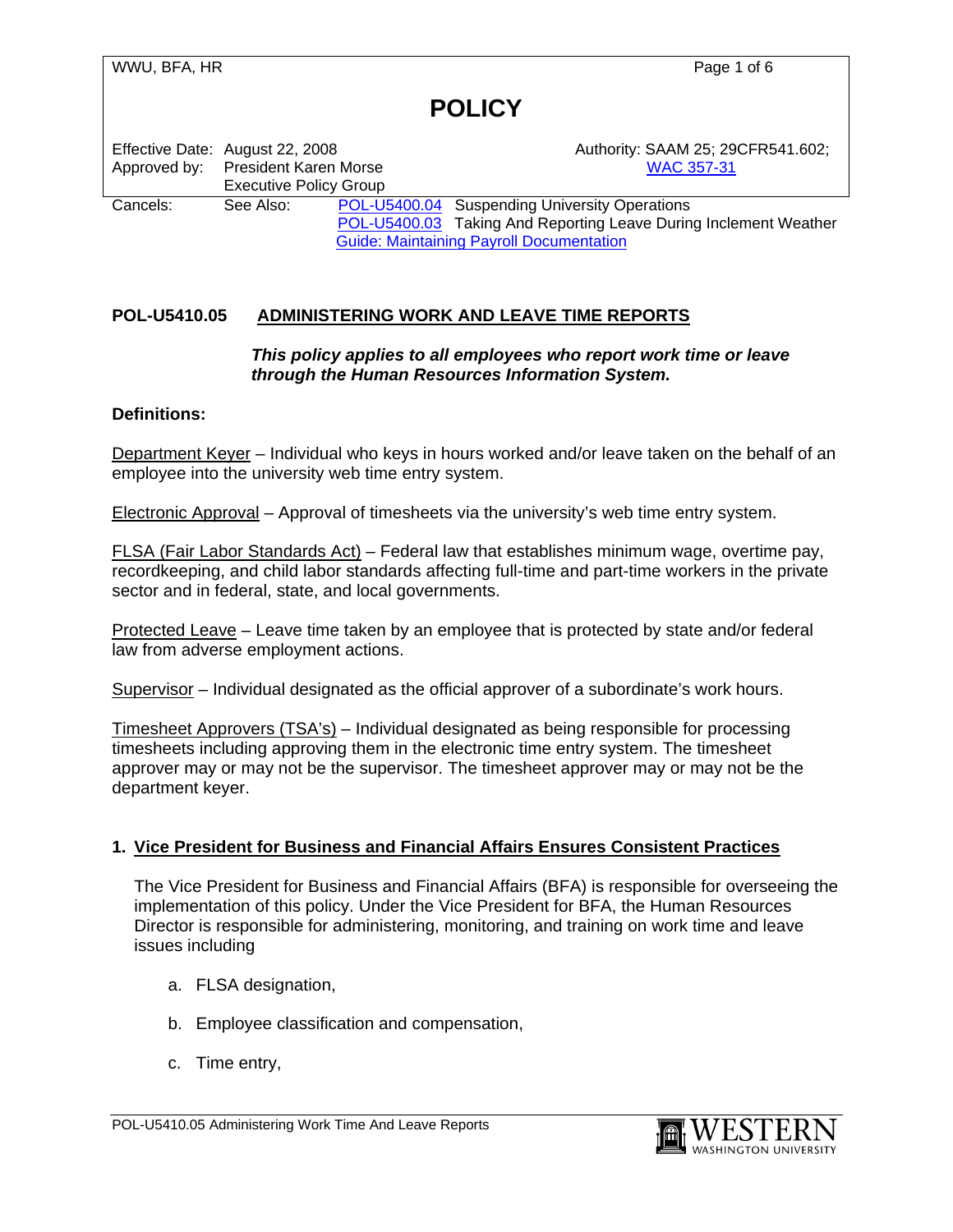# POLICY

| | | | |
|---|---|---|---|
| Effective Date: | August 22, 2008 | | Authority: SAAM 25; 29CFR541.602; WAC 357-31 |
| Approved by: | President Karen Morse<br>Executive Policy Group | | |
| Cancels: | See Also: | POL-U5400.04 | Suspending University Operations |
| | | POL-U5400.03 | Taking And Reporting Leave During Inclement Weather |
| | | Guide: Maintaining Payroll Documentation | |

## POL-U5410.05 ADMINISTERING WORK AND LEAVE TIME REPORTS

***This policy applies to all employees who report work time or leave through the Human Resources Information System.***

**Definitions:**

Department Keyer – Individual who keys in hours worked and/or leave taken on the behalf of an employee into the university web time entry system.

Electronic Approval – Approval of timesheets via the university's web time entry system.

FLSA (Fair Labor Standards Act) – Federal law that establishes minimum wage, overtime pay, recordkeeping, and child labor standards affecting full-time and part-time workers in the private sector and in federal, state, and local governments.

Protected Leave – Leave time taken by an employee that is protected by state and/or federal law from adverse employment actions.

Supervisor – Individual designated as the official approver of a subordinate's work hours.

Timesheet Approvers (TSA's) – Individual designated as being responsible for processing timesheets including approving them in the electronic time entry system. The timesheet approver may or may not be the supervisor. The timesheet approver may or may not be the department keyer.

### 1. Vice President for Business and Financial Affairs Ensures Consistent Practices

The Vice President for Business and Financial Affairs (BFA) is responsible for overseeing the implementation of this policy. Under the Vice President for BFA, the Human Resources Director is responsible for administering, monitoring, and training on work time and leave issues including

a. FLSA designation,

b. Employee classification and compensation,

c. Time entry,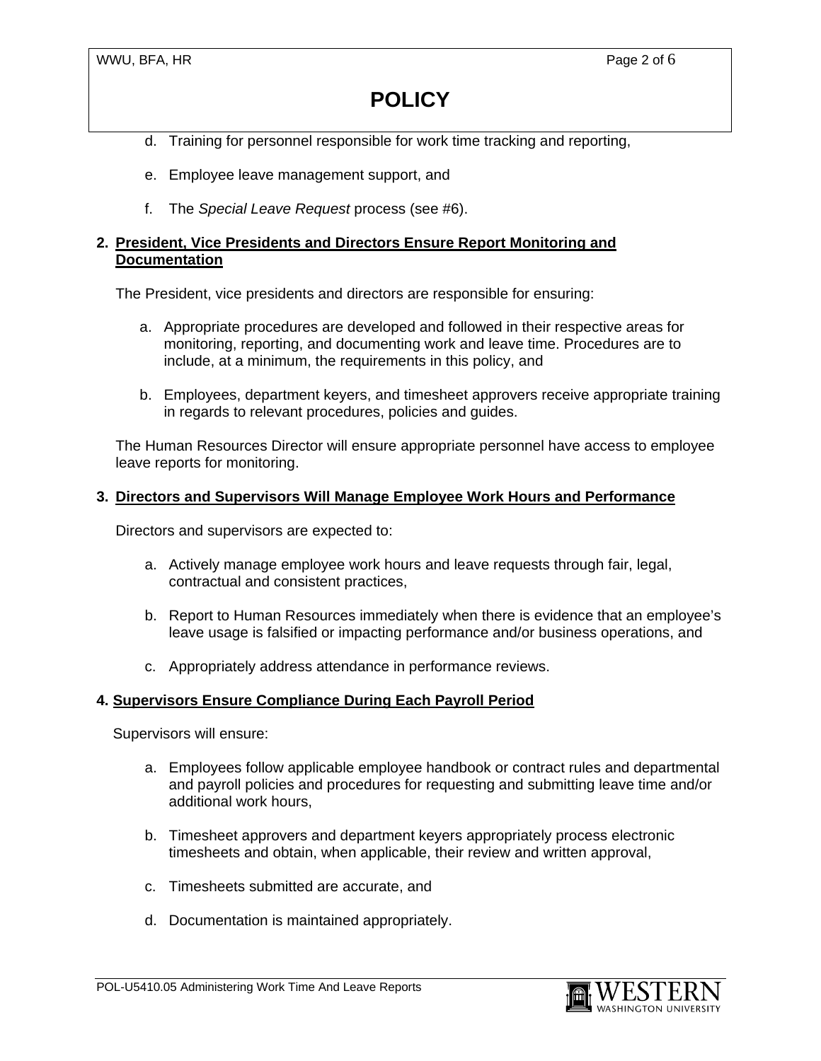d. Training for personnel responsible for work time tracking and reporting,

e. Employee leave management support, and

f. The *Special Leave Request* process (see #6).

**2. <u>President, Vice Presidents and Directors Ensure Report Monitoring and Documentation</u>**

The President, vice presidents and directors are responsible for ensuring:

a. Appropriate procedures are developed and followed in their respective areas for monitoring, reporting, and documenting work and leave time. Procedures are to include, at a minimum, the requirements in this policy, and

b. Employees, department keyers, and timesheet approvers receive appropriate training in regards to relevant procedures, policies and guides.

The Human Resources Director will ensure appropriate personnel have access to employee leave reports for monitoring.

**3. <u>Directors and Supervisors Will Manage Employee Work Hours and Performance</u>**

Directors and supervisors are expected to:

a. Actively manage employee work hours and leave requests through fair, legal, contractual and consistent practices,

b. Report to Human Resources immediately when there is evidence that an employee's leave usage is falsified or impacting performance and/or business operations, and

c. Appropriately address attendance in performance reviews.

**4. <u>Supervisors Ensure Compliance During Each Payroll Period</u>**

Supervisors will ensure:

a. Employees follow applicable employee handbook or contract rules and departmental and payroll policies and procedures for requesting and submitting leave time and/or additional work hours,

b. Timesheet approvers and department keyers appropriately process electronic timesheets and obtain, when applicable, their review and written approval,

c. Timesheets submitted are accurate, and

d. Documentation is maintained appropriately.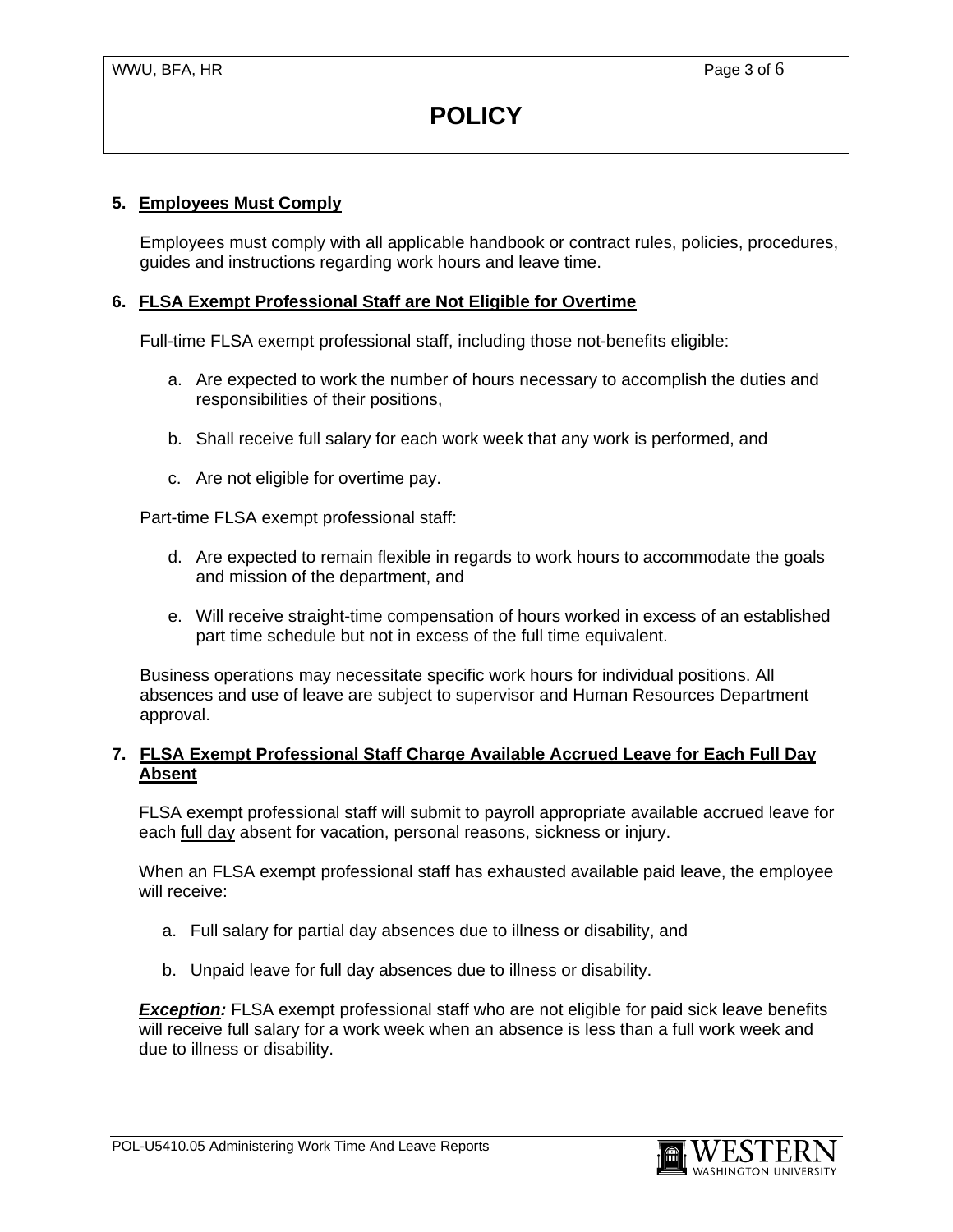**5. Employees Must Comply**

Employees must comply with all applicable handbook or contract rules, policies, procedures, guides and instructions regarding work hours and leave time.

**6. FLSA Exempt Professional Staff are Not Eligible for Overtime**

Full-time FLSA exempt professional staff, including those not-benefits eligible:

a. Are expected to work the number of hours necessary to accomplish the duties and responsibilities of their positions,

b. Shall receive full salary for each work week that any work is performed, and

c. Are not eligible for overtime pay.

Part-time FLSA exempt professional staff:

d. Are expected to remain flexible in regards to work hours to accommodate the goals and mission of the department, and

e. Will receive straight-time compensation of hours worked in excess of an established part time schedule but not in excess of the full time equivalent.

Business operations may necessitate specific work hours for individual positions. All absences and use of leave are subject to supervisor and Human Resources Department approval.

**7. FLSA Exempt Professional Staff Charge Available Accrued Leave for Each Full Day Absent**

FLSA exempt professional staff will submit to payroll appropriate available accrued leave for each full day absent for vacation, personal reasons, sickness or injury.

When an FLSA exempt professional staff has exhausted available paid leave, the employee will receive:

a. Full salary for partial day absences due to illness or disability, and

b. Unpaid leave for full day absences due to illness or disability.

***Exception:*** FLSA exempt professional staff who are not eligible for paid sick leave benefits will receive full salary for a work week when an absence is less than a full work week and due to illness or disability.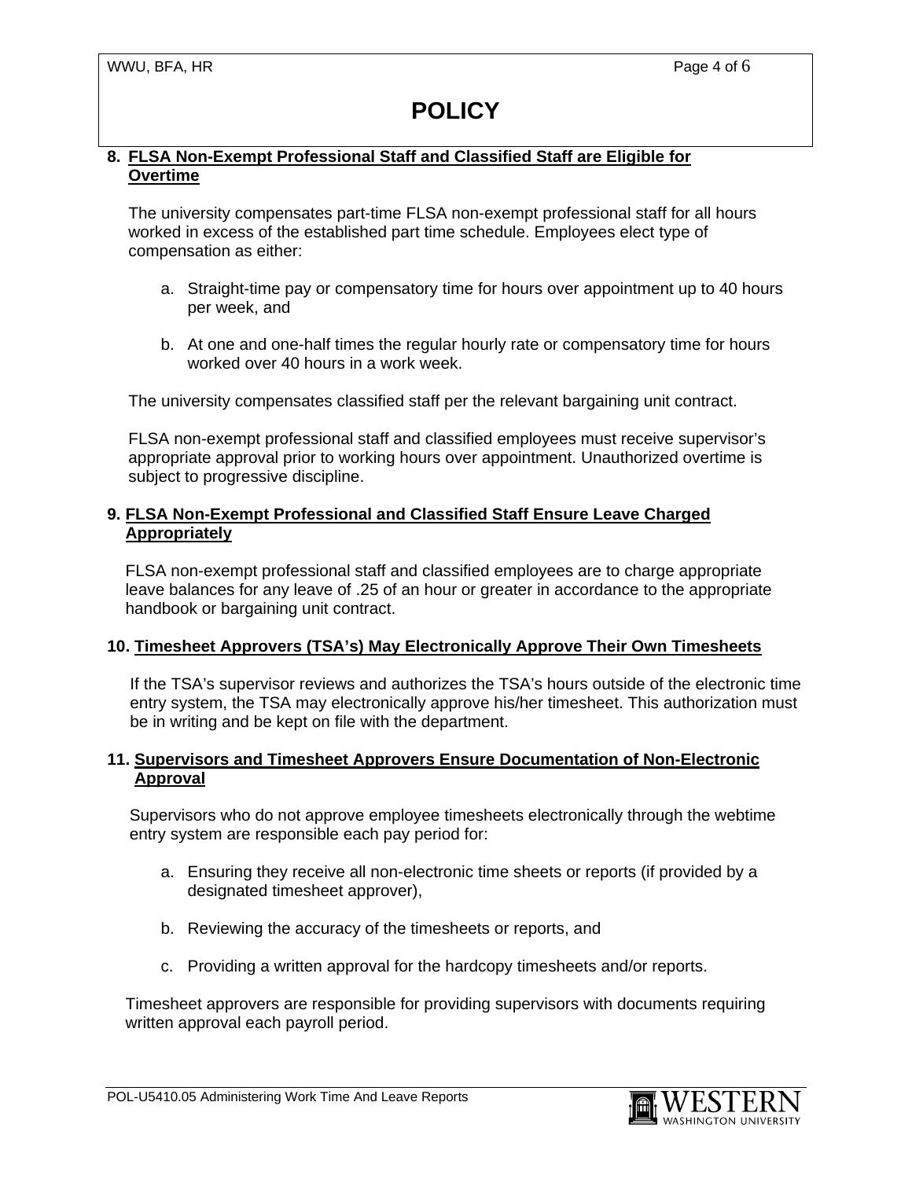**8. FLSA Non-Exempt Professional Staff and Classified Staff are Eligible for Overtime**

The university compensates part-time FLSA non-exempt professional staff for all hours worked in excess of the established part time schedule. Employees elect type of compensation as either:

a. Straight-time pay or compensatory time for hours over appointment up to 40 hours per week, and

b. At one and one-half times the regular hourly rate or compensatory time for hours worked over 40 hours in a work week.

The university compensates classified staff per the relevant bargaining unit contract.

FLSA non-exempt professional staff and classified employees must receive supervisor's appropriate approval prior to working hours over appointment. Unauthorized overtime is subject to progressive discipline.

**9. FLSA Non-Exempt Professional and Classified Staff Ensure Leave Charged Appropriately**

FLSA non-exempt professional staff and classified employees are to charge appropriate leave balances for any leave of .25 of an hour or greater in accordance to the appropriate handbook or bargaining unit contract.

**10. Timesheet Approvers (TSA's) May Electronically Approve Their Own Timesheets**

If the TSA's supervisor reviews and authorizes the TSA's hours outside of the electronic time entry system, the TSA may electronically approve his/her timesheet. This authorization must be in writing and be kept on file with the department.

**11. Supervisors and Timesheet Approvers Ensure Documentation of Non-Electronic Approval**

Supervisors who do not approve employee timesheets electronically through the webtime entry system are responsible each pay period for:

a. Ensuring they receive all non-electronic time sheets or reports (if provided by a designated timesheet approver),

b. Reviewing the accuracy of the timesheets or reports, and

c. Providing a written approval for the hardcopy timesheets and/or reports.

Timesheet approvers are responsible for providing supervisors with documents requiring written approval each payroll period.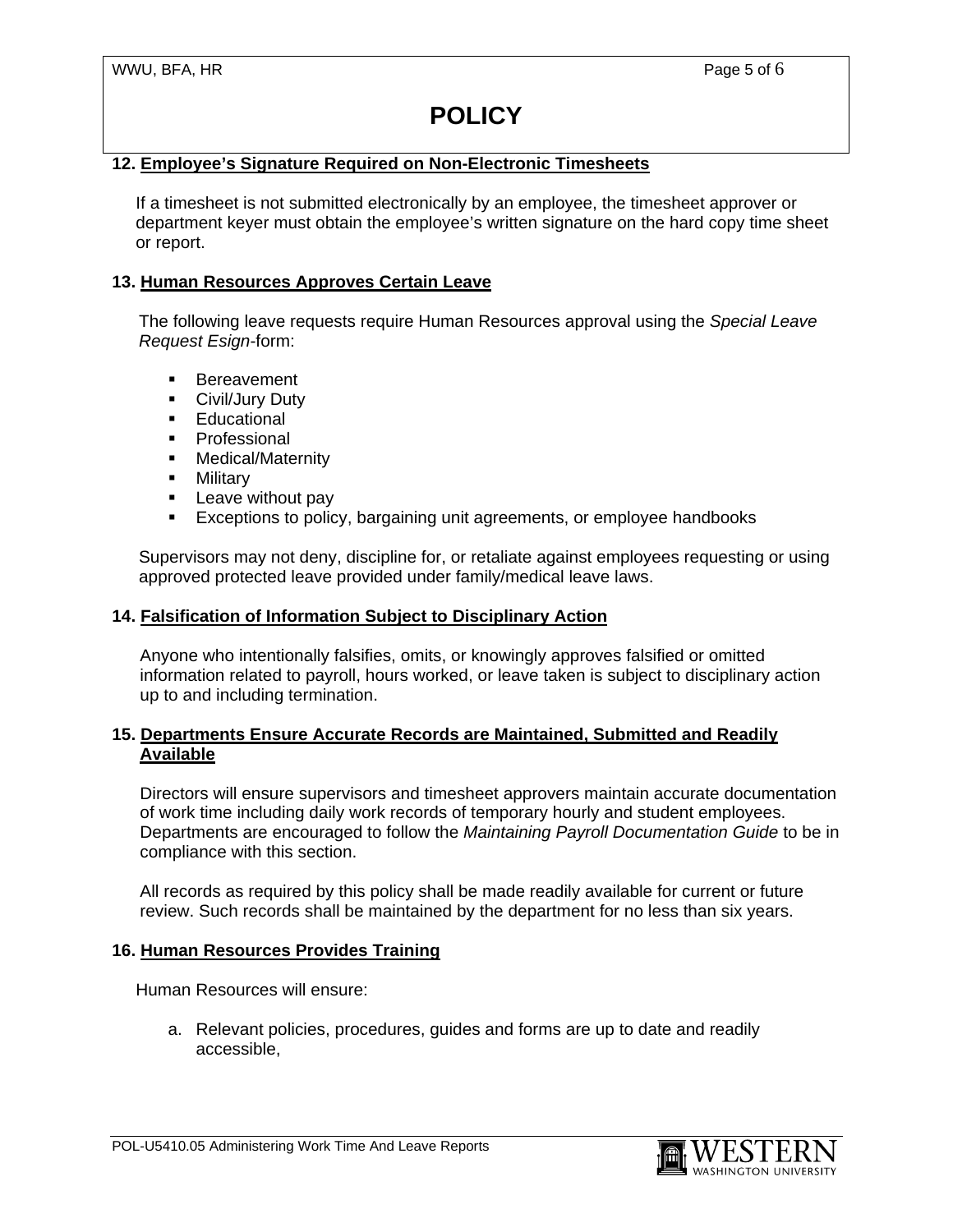### 12. Employee's Signature Required on Non-Electronic Timesheets

If a timesheet is not submitted electronically by an employee, the timesheet approver or department keyer must obtain the employee's written signature on the hard copy time sheet or report.

### 13. Human Resources Approves Certain Leave

The following leave requests require Human Resources approval using the *Special Leave Request Esign*-form:

- Bereavement
- Civil/Jury Duty
- Educational
- Professional
- Medical/Maternity
- Military
- Leave without pay
- Exceptions to policy, bargaining unit agreements, or employee handbooks

Supervisors may not deny, discipline for, or retaliate against employees requesting or using approved protected leave provided under family/medical leave laws.

### 14. Falsification of Information Subject to Disciplinary Action

Anyone who intentionally falsifies, omits, or knowingly approves falsified or omitted information related to payroll, hours worked, or leave taken is subject to disciplinary action up to and including termination.

### 15. Departments Ensure Accurate Records are Maintained, Submitted and Readily Available

Directors will ensure supervisors and timesheet approvers maintain accurate documentation of work time including daily work records of temporary hourly and student employees. Departments are encouraged to follow the *Maintaining Payroll Documentation Guide* to be in compliance with this section.

All records as required by this policy shall be made readily available for current or future review. Such records shall be maintained by the department for no less than six years.

### 16. Human Resources Provides Training

Human Resources will ensure:

a. Relevant policies, procedures, guides and forms are up to date and readily accessible,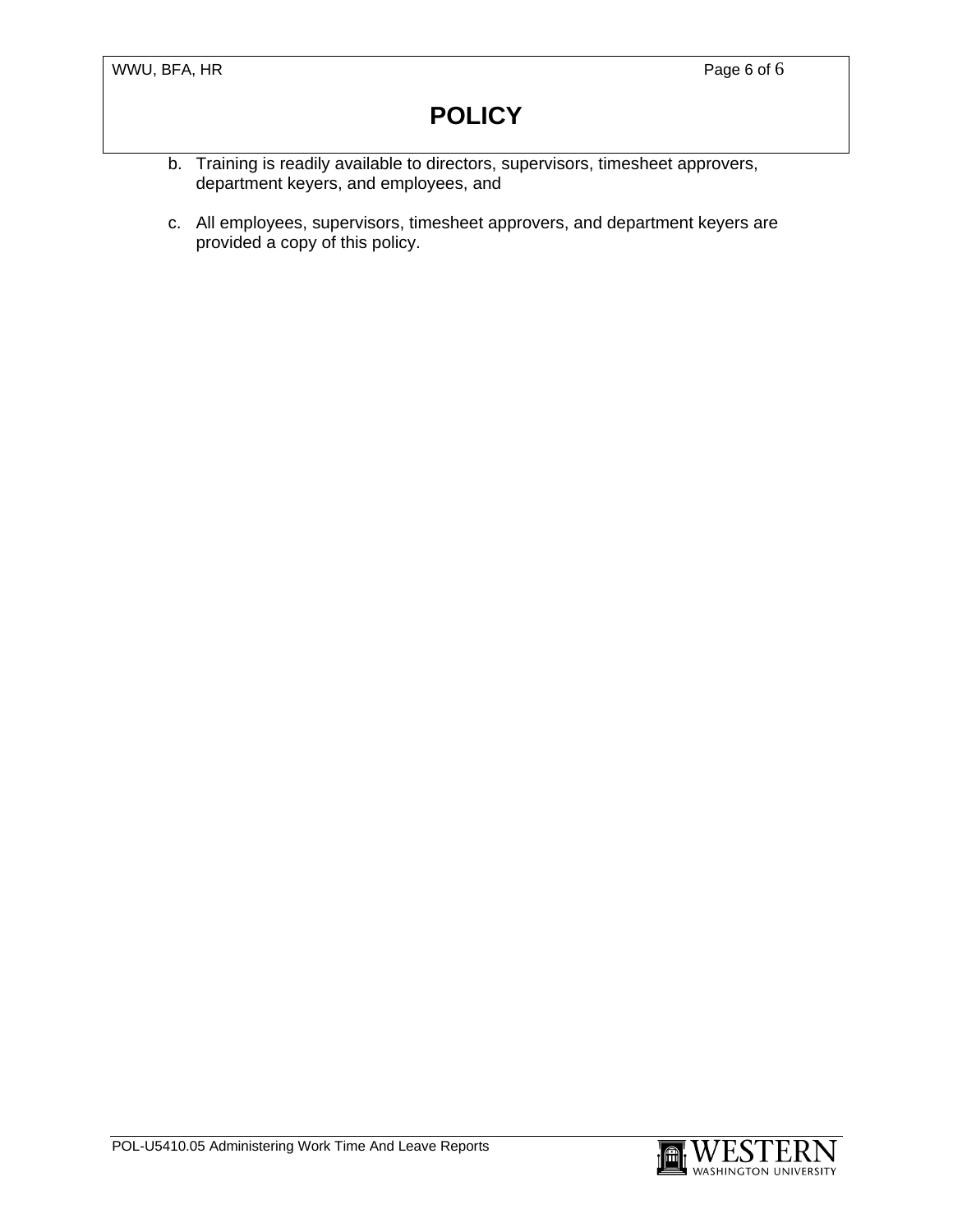b. Training is readily available to directors, supervisors, timesheet approvers, department keyers, and employees, and

c. All employees, supervisors, timesheet approvers, and department keyers are provided a copy of this policy.